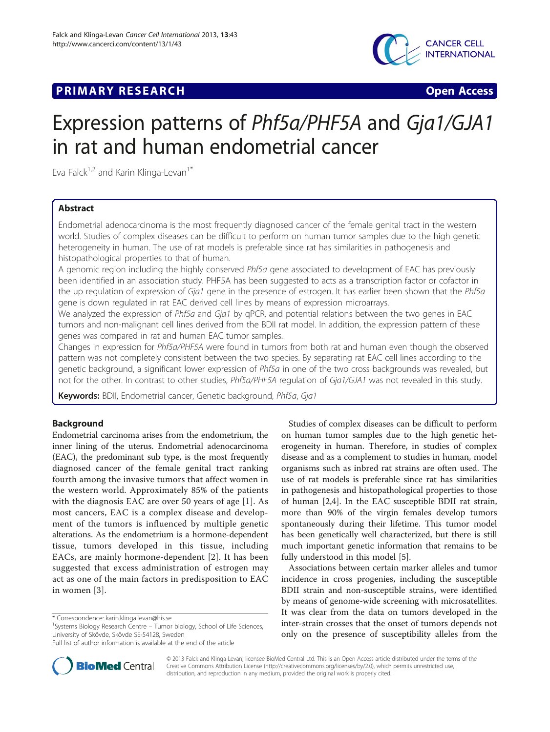**PRIMARY RESEARCH** **Open Access**

# Expression patterns of *Phf5a/PHF5A* and *Gja1/GJA1* in rat and human endometrial cancer

Eva Falck[1,2] and Karin Klinga-Levan[1*]

## Abstract

Endometrial adenocarcinoma is the most frequently diagnosed cancer of the female genital tract in the western world. Studies of complex diseases can be difficult to perform on human tumor samples due to the high genetic heterogeneity in human. The use of rat models is preferable since rat has similarities in pathogenesis and histopathological properties to that of human.

A genomic region including the highly conserved *Phf5a* gene associated to development of EAC has previously been identified in an association study. PHF5A has been suggested to acts as a transcription factor or cofactor in the up regulation of expression of *Gja1* gene in the presence of estrogen. It has earlier been shown that the *Phf5a* gene is down regulated in rat EAC derived cell lines by means of expression microarrays.

We analyzed the expression of *Phf5a* and *Gja1* by qPCR, and potential relations between the two genes in EAC tumors and non-malignant cell lines derived from the BDII rat model. In addition, the expression pattern of these genes was compared in rat and human EAC tumor samples.

Changes in expression for *Phf5a/PHF5A* were found in tumors from both rat and human even though the observed pattern was not completely consistent between the two species. By separating rat EAC cell lines according to the genetic background, a significant lower expression of *Phf5a* in one of the two cross backgrounds was revealed, but not for the other. In contrast to other studies, *Phf5a/PHF5A* regulation of *Gja1/GJA1* was not revealed in this study.

**Keywords:** BDII, Endometrial cancer, Genetic background, *Phf5a*, *Gja1*

## Background

Endometrial carcinoma arises from the endometrium, the inner lining of the uterus. Endometrial adenocarcinoma (EAC), the predominant sub type, is the most frequently diagnosed cancer of the female genital tract ranking fourth among the invasive tumors that affect women in the western world. Approximately 85% of the patients with the diagnosis EAC are over 50 years of age [1]. As most cancers, EAC is a complex disease and development of the tumors is influenced by multiple genetic alterations. As the endometrium is a hormone-dependent tissue, tumors developed in this tissue, including EACs, are mainly hormone-dependent [2]. It has been suggested that excess administration of estrogen may act as one of the main factors in predisposition to EAC in women [3].

Studies of complex diseases can be difficult to perform on human tumor samples due to the high genetic heterogeneity in human. Therefore, in studies of complex disease and as a complement to studies in human, model organisms such as inbred rat strains are often used. The use of rat models is preferable since rat has similarities in pathogenesis and histopathological properties to those of human [2,4]. In the EAC susceptible BDII rat strain, more than 90% of the virgin females develop tumors spontaneously during their lifetime. This tumor model has been genetically well characterized, but there is still much important genetic information that remains to be fully understood in this model [5].

Associations between certain marker alleles and tumor incidence in cross progenies, including the susceptible BDII strain and non-susceptible strains, were identified by means of genome-wide screening with microsatellites. It was clear from the data on tumors developed in the inter-strain crosses that the onset of tumors depends not only on the presence of susceptibility alleles from the

\* Correspondence: karin.klinga.levan@his.se
[1]Systems Biology Research Centre – Tumor biology, School of Life Sciences, University of Skövde, Skövde SE-54128, Sweden
Full list of author information is available at the end of the article

© 2013 Falck and Klinga-Levan; licensee BioMed Central Ltd. This is an Open Access article distributed under the terms of the Creative Commons Attribution License (http://creativecommons.org/licenses/by/2.0), which permits unrestricted use, distribution, and reproduction in any medium, provided the original work is properly cited.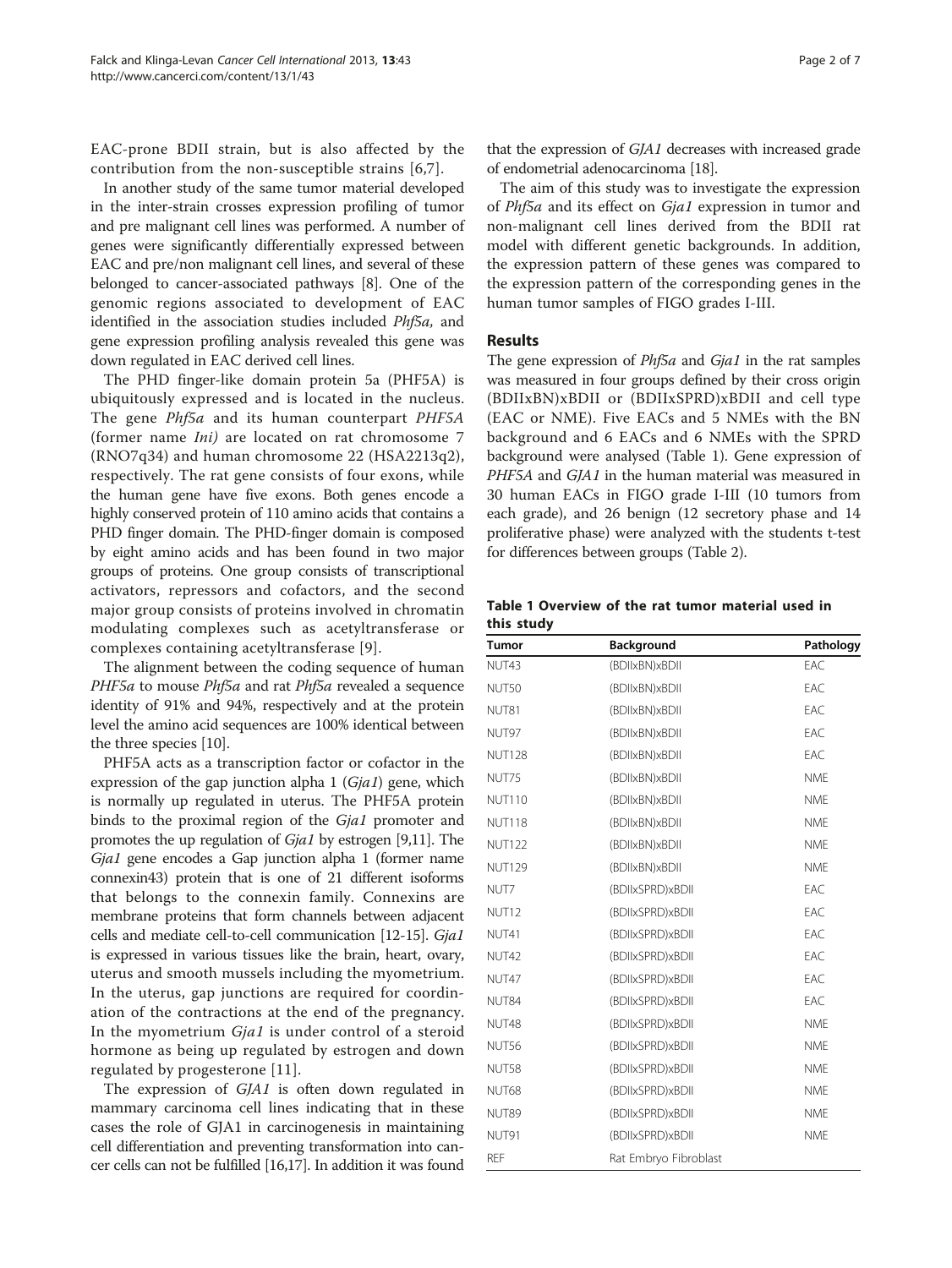EAC-prone BDII strain, but is also affected by the contribution from the non-susceptible strains [6,7].

In another study of the same tumor material developed in the inter-strain crosses expression profiling of tumor and pre malignant cell lines was performed. A number of genes were significantly differentially expressed between EAC and pre/non malignant cell lines, and several of these belonged to cancer-associated pathways [8]. One of the genomic regions associated to development of EAC identified in the association studies included *Phf5a,* and gene expression profiling analysis revealed this gene was down regulated in EAC derived cell lines.

The PHD finger-like domain protein 5a (PHF5A) is ubiquitously expressed and is located in the nucleus. The gene *Phf5a* and its human counterpart *PHF5A* (former name *Ini)* are located on rat chromosome 7 (RNO7q34) and human chromosome 22 (HSA2213q2), respectively. The rat gene consists of four exons, while the human gene have five exons. Both genes encode a highly conserved protein of 110 amino acids that contains a PHD finger domain. The PHD-finger domain is composed by eight amino acids and has been found in two major groups of proteins. One group consists of transcriptional activators, repressors and cofactors, and the second major group consists of proteins involved in chromatin modulating complexes such as acetyltransferase or complexes containing acetyltransferase [9].

The alignment between the coding sequence of human *PHF5a* to mouse *Phf5a* and rat *Phf5a* revealed a sequence identity of 91% and 94%, respectively and at the protein level the amino acid sequences are 100% identical between the three species [10].

PHF5A acts as a transcription factor or cofactor in the expression of the gap junction alpha 1 (*Gja1*) gene, which is normally up regulated in uterus. The PHF5A protein binds to the proximal region of the *Gja1* promoter and promotes the up regulation of *Gja1* by estrogen [9,11]. The *Gja1* gene encodes a Gap junction alpha 1 (former name connexin43) protein that is one of 21 different isoforms that belongs to the connexin family. Connexins are membrane proteins that form channels between adjacent cells and mediate cell-to-cell communication [12-15]. *Gja1* is expressed in various tissues like the brain, heart, ovary, uterus and smooth mussels including the myometrium. In the uterus, gap junctions are required for coordination of the contractions at the end of the pregnancy. In the myometrium *Gja1* is under control of a steroid hormone as being up regulated by estrogen and down regulated by progesterone [11].

The expression of *GJA1* is often down regulated in mammary carcinoma cell lines indicating that in these cases the role of GJA1 in carcinogenesis in maintaining cell differentiation and preventing transformation into cancer cells can not be fulfilled [16,17]. In addition it was found that the expression of *GJA1* decreases with increased grade of endometrial adenocarcinoma [18].

The aim of this study was to investigate the expression of *Phf5a* and its effect on *Gja1* expression in tumor and non-malignant cell lines derived from the BDII rat model with different genetic backgrounds. In addition, the expression pattern of these genes was compared to the expression pattern of the corresponding genes in the human tumor samples of FIGO grades I-III.

## Results

The gene expression of *Phf5a* and *Gja1* in the rat samples was measured in four groups defined by their cross origin (BDIIxBN)xBDII or (BDIIxSPRD)xBDII and cell type (EAC or NME). Five EACs and 5 NMEs with the BN background and 6 EACs and 6 NMEs with the SPRD background were analysed (Table 1). Gene expression of *PHF5A* and *GJA1* in the human material was measured in 30 human EACs in FIGO grade I-III (10 tumors from each grade), and 26 benign (12 secretory phase and 14 proliferative phase) were analyzed with the students t-test for differences between groups (Table 2).

**Table 1 Overview of the rat tumor material used in this study**

| Tumor | Background | Pathology |
|---|---|---|
| NUT43 | (BDIIxBN)xBDII | EAC |
| NUT50 | (BDIIxBN)xBDII | EAC |
| NUT81 | (BDIIxBN)xBDII | EAC |
| NUT97 | (BDIIxBN)xBDII | EAC |
| NUT128 | (BDIIxBN)xBDII | EAC |
| NUT75 | (BDIIxBN)xBDII | NME |
| NUT110 | (BDIIxBN)xBDII | NME |
| NUT118 | (BDIIxBN)xBDII | NME |
| NUT122 | (BDIIxBN)xBDII | NME |
| NUT129 | (BDIIxBN)xBDII | NME |
| NUT7 | (BDIIxSPRD)xBDII | EAC |
| NUT12 | (BDIIxSPRD)xBDII | EAC |
| NUT41 | (BDIIxSPRD)xBDII | EAC |
| NUT42 | (BDIIxSPRD)xBDII | EAC |
| NUT47 | (BDIIxSPRD)xBDII | EAC |
| NUT84 | (BDIIxSPRD)xBDII | EAC |
| NUT48 | (BDIIxSPRD)xBDII | NME |
| NUT56 | (BDIIxSPRD)xBDII | NME |
| NUT58 | (BDIIxSPRD)xBDII | NME |
| NUT68 | (BDIIxSPRD)xBDII | NME |
| NUT89 | (BDIIxSPRD)xBDII | NME |
| NUT91 | (BDIIxSPRD)xBDII | NME |
| REF | Rat Embryo Fibroblast | |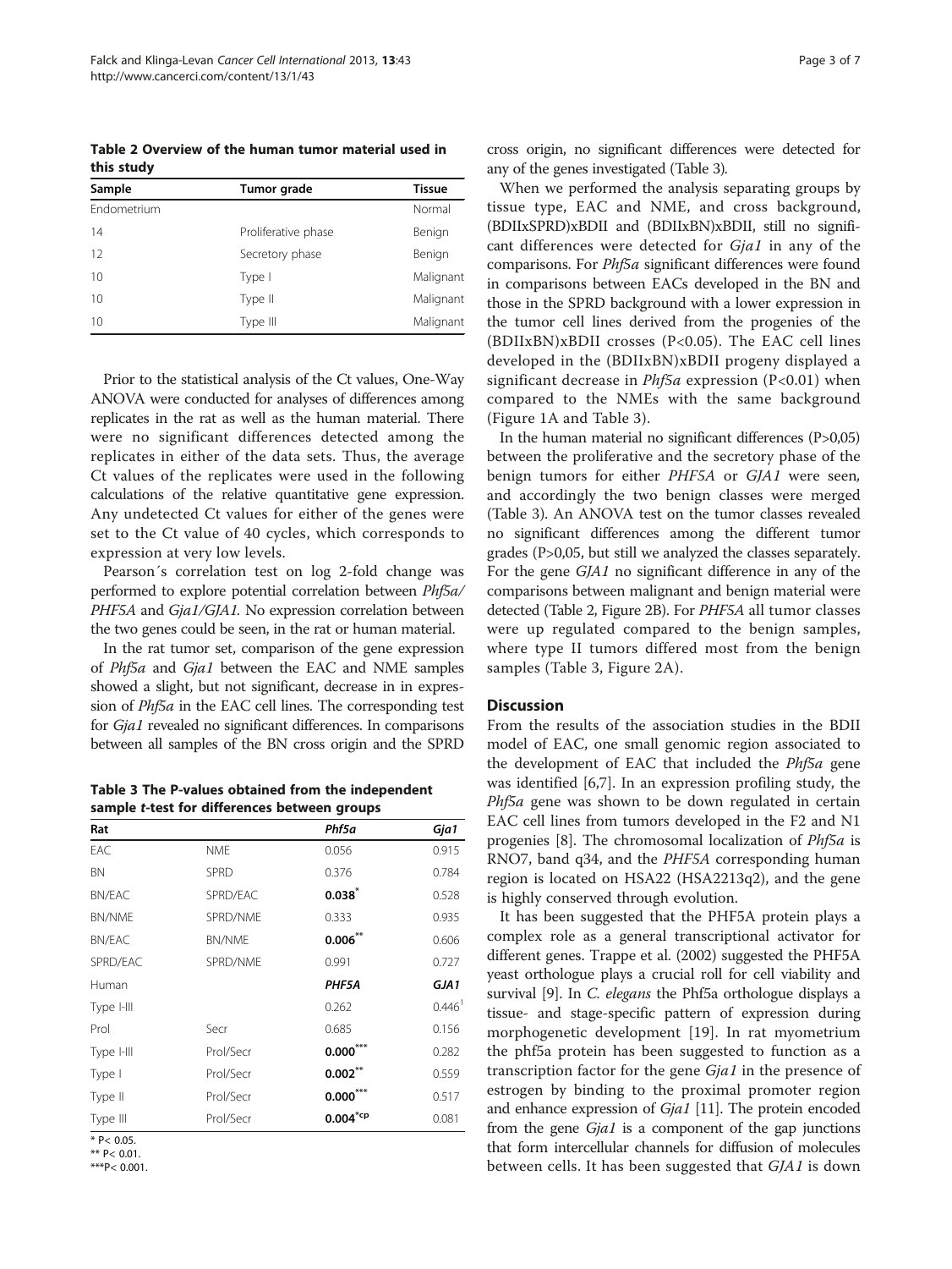**Table 2 Overview of the human tumor material used in this study**

| Sample | Tumor grade | Tissue |
|---|---|---|
| Endometrium | | Normal |
| 14 | Proliferative phase | Benign |
| 12 | Secretory phase | Benign |
| 10 | Type I | Malignant |
| 10 | Type II | Malignant |
| 10 | Type III | Malignant |

Prior to the statistical analysis of the Ct values, One-Way ANOVA were conducted for analyses of differences among replicates in the rat as well as the human material. There were no significant differences detected among the replicates in either of the data sets. Thus, the average Ct values of the replicates were used in the following calculations of the relative quantitative gene expression. Any undetected Ct values for either of the genes were set to the Ct value of 40 cycles, which corresponds to expression at very low levels.

Pearson´s correlation test on log 2-fold change was performed to explore potential correlation between *Phf5a*/*PHF5A* and *Gja1*/*GJA1*. No expression correlation between the two genes could be seen, in the rat or human material.

In the rat tumor set, comparison of the gene expression of *Phf5a* and *Gja1* between the EAC and NME samples showed a slight, but not significant, decrease in in expression of *Phf5a* in the EAC cell lines. The corresponding test for *Gja1* revealed no significant differences. In comparisons between all samples of the BN cross origin and the SPRD cross origin, no significant differences were detected for any of the genes investigated (Table 3).

**Table 3 The P-values obtained from the independent sample *t*-test for differences between groups**

| Rat | | *Phf5a* | *Gja1* |
|---|---|---|---|
| EAC | NME | 0.056 | 0.915 |
| BN | SPRD | 0.376 | 0.784 |
| BN/EAC | SPRD/EAC | **0.038*** | 0.528 |
| BN/NME | SPRD/NME | 0.333 | 0.935 |
| BN/EAC | BN/NME | **0.006**** | 0.606 |
| SPRD/EAC | SPRD/NME | 0.991 | 0.727 |
| Human | | ***PHF5A*** | ***GJA1*** |
| Type I-III | | 0.262 | 0.446[1] |
| Prol | Secr | 0.685 | 0.156 |
| Type I-III | Prol/Secr | **0.000***** | 0.282 |
| Type I | Prol/Secr | **0.002**** | 0.559 |
| Type II | Prol/Secr | **0.000***** | 0.517 |
| Type III | Prol/Secr | **0.004*cp** | 0.081 |

\* P< 0.05.
\** P< 0.01.
\***P< 0.001.

When we performed the analysis separating groups by tissue type, EAC and NME, and cross background, (BDIIxSPRD)xBDII and (BDIIxBN)xBDII, still no significant differences were detected for *Gja1* in any of the comparisons. For *Phf5a* significant differences were found in comparisons between EACs developed in the BN and those in the SPRD background with a lower expression in the tumor cell lines derived from the progenies of the (BDIIxBN)xBDII crosses (P<0.05). The EAC cell lines developed in the (BDIIxBN)xBDII progeny displayed a significant decrease in *Phf5a* expression (P<0.01) when compared to the NMEs with the same background (Figure 1A and Table 3).

In the human material no significant differences (P>0,05) between the proliferative and the secretory phase of the benign tumors for either *PHF5A* or *GJA1* were seen, and accordingly the two benign classes were merged (Table 3). An ANOVA test on the tumor classes revealed no significant differences among the different tumor grades (P>0,05, but still we analyzed the classes separately. For the gene *GJA1* no significant difference in any of the comparisons between malignant and benign material were detected (Table 2, Figure 2B). For *PHF5A* all tumor classes were up regulated compared to the benign samples, where type II tumors differed most from the benign samples (Table 3, Figure 2A).

## Discussion

From the results of the association studies in the BDII model of EAC, one small genomic region associated to the development of EAC that included the *Phf5a* gene was identified [6,7]. In an expression profiling study, the *Phf5a* gene was shown to be down regulated in certain EAC cell lines from tumors developed in the F2 and N1 progenies [8]. The chromosomal localization of *Phf5a* is RNO7, band q34, and the *PHF5A* corresponding human region is located on HSA22 (HSA2213q2), and the gene is highly conserved through evolution.

It has been suggested that the PHF5A protein plays a complex role as a general transcriptional activator for different genes. Trappe et al. (2002) suggested the PHF5A yeast orthologue plays a crucial roll for cell viability and survival [9]. In *C. elegans* the Phf5a orthologue displays a tissue- and stage-specific pattern of expression during morphogenetic development [19]. In rat myometrium the phf5a protein has been suggested to function as a transcription factor for the gene *Gja1* in the presence of estrogen by binding to the proximal promoter region and enhance expression of *Gja1* [11]. The protein encoded from the gene *Gja1* is a component of the gap junctions that form intercellular channels for diffusion of molecules between cells. It has been suggested that *GJA1* is down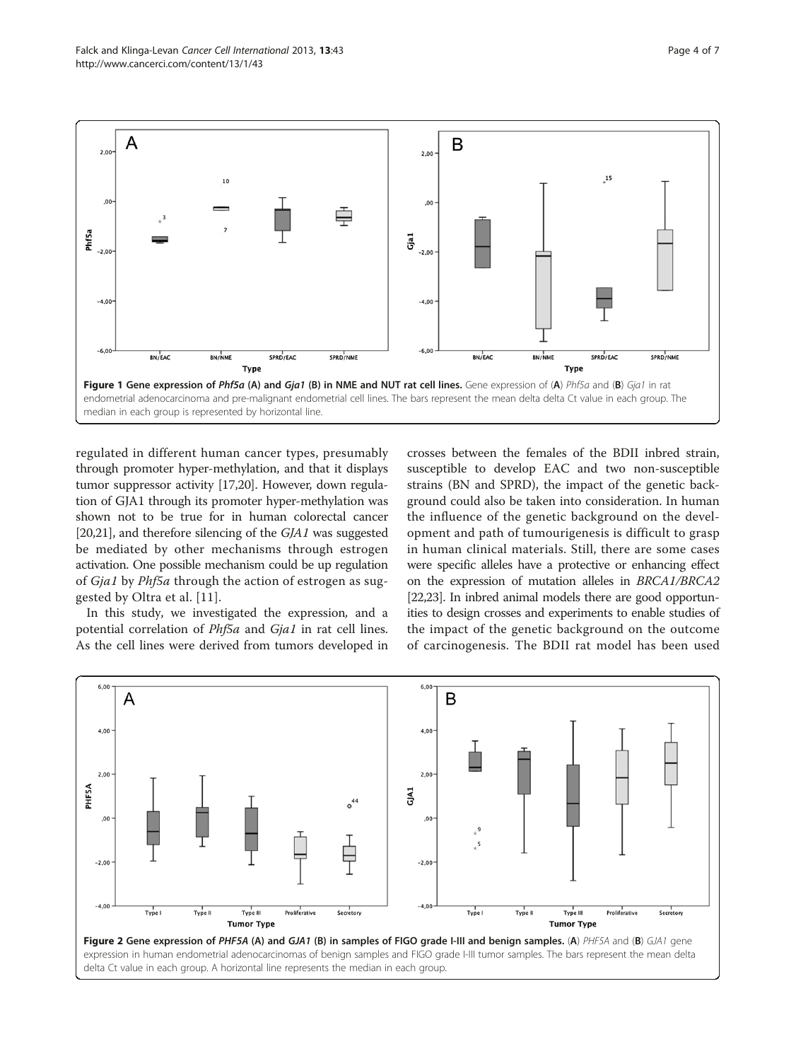Figure 1 Gene expression of *Phf5a* (A) and *Gja1* (B) in NME and NUT rat cell lines. Gene expression of (A) *Phf5a* and (B) *Gja1* in rat endometrial adenocarcinoma and pre-malignant endometrial cell lines. The bars represent the mean delta delta Ct value in each group. The median in each group is represented by horizontal line.

regulated in different human cancer types, presumably through promoter hyper-methylation, and that it displays tumor suppressor activity [17,20]. However, down regulation of GJA1 through its promoter hyper-methylation was shown not to be true for in human colorectal cancer [20,21], and therefore silencing of the *GJA1* was suggested be mediated by other mechanisms through estrogen activation. One possible mechanism could be up regulation of *Gja1* by *Phf5a* through the action of estrogen as suggested by Oltra et al. [11].

In this study, we investigated the expression, and a potential correlation of *Phf5a* and *Gja1* in rat cell lines. As the cell lines were derived from tumors developed in crosses between the females of the BDII inbred strain, susceptible to develop EAC and two non-susceptible strains (BN and SPRD), the impact of the genetic background could also be taken into consideration. In human the influence of the genetic background on the development and path of tumourigenesis is difficult to grasp in human clinical materials. Still, there are some cases were specific alleles have a protective or enhancing effect on the expression of mutation alleles in *BRCA1/BRCA2* [22,23]. In inbred animal models there are good opportunities to design crosses and experiments to enable studies of the impact of the genetic background on the outcome of carcinogenesis. The BDII rat model has been used

Figure 2 Gene expression of *PHF5A* (A) and *GJA1* (B) in samples of FIGO grade I-III and benign samples. (A) *PHF5A* and (B) *GJA1* gene expression in human endometrial adenocarcinomas of benign samples and FIGO grade I-III tumor samples. The bars represent the mean delta delta Ct value in each group. A horizontal line represents the median in each group.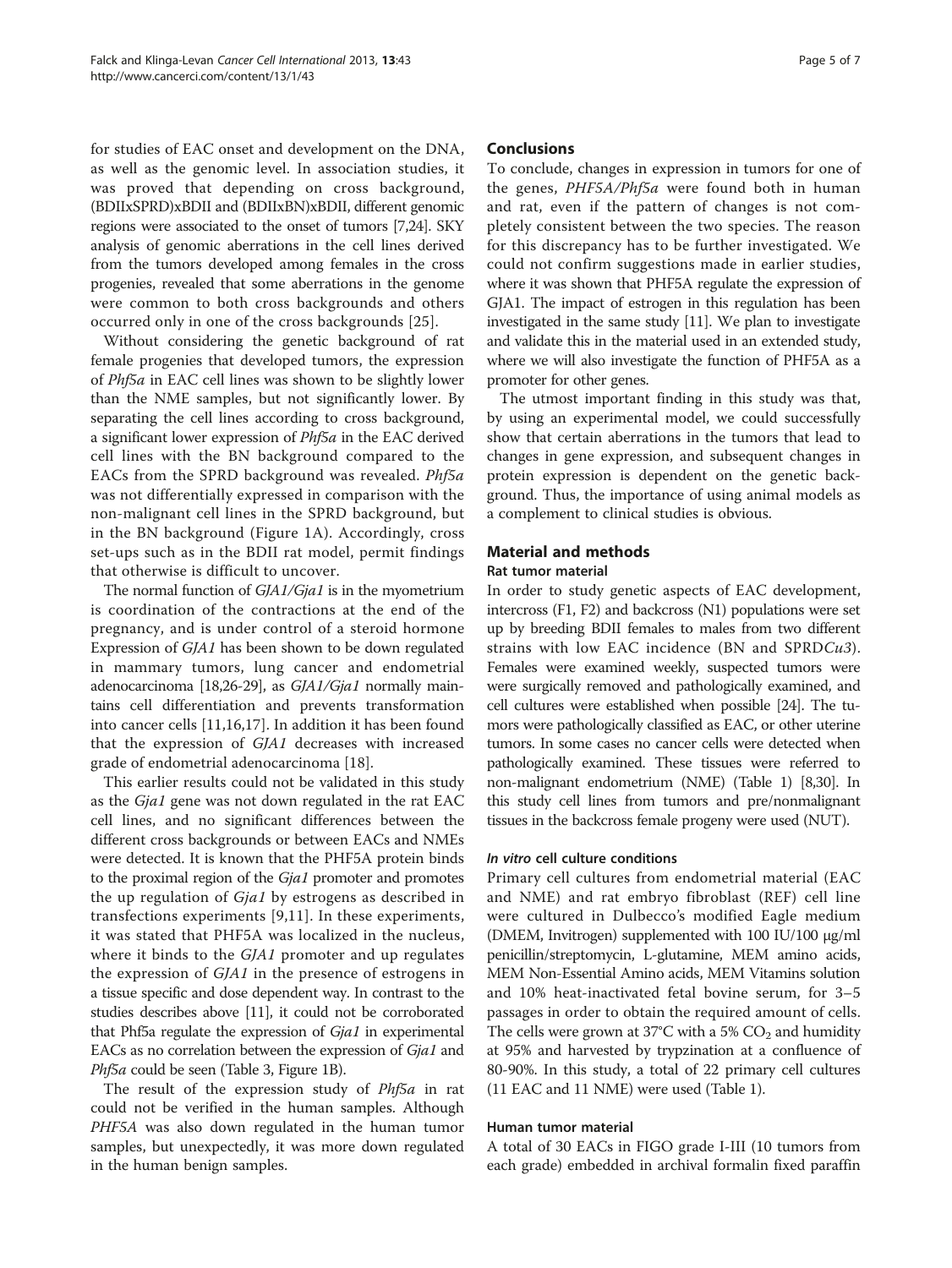for studies of EAC onset and development on the DNA, as well as the genomic level. In association studies, it was proved that depending on cross background, (BDIIxSPRD)xBDII and (BDIIxBN)xBDII, different genomic regions were associated to the onset of tumors [7,24]. SKY analysis of genomic aberrations in the cell lines derived from the tumors developed among females in the cross progenies, revealed that some aberrations in the genome were common to both cross backgrounds and others occurred only in one of the cross backgrounds [25].

Without considering the genetic background of rat female progenies that developed tumors, the expression of *Phf5a* in EAC cell lines was shown to be slightly lower than the NME samples, but not significantly lower. By separating the cell lines according to cross background, a significant lower expression of *Phf5a* in the EAC derived cell lines with the BN background compared to the EACs from the SPRD background was revealed. *Phf5a* was not differentially expressed in comparison with the non-malignant cell lines in the SPRD background, but in the BN background (Figure 1A). Accordingly, cross set-ups such as in the BDII rat model, permit findings that otherwise is difficult to uncover.

The normal function of *GJA1/Gja1* is in the myometrium is coordination of the contractions at the end of the pregnancy, and is under control of a steroid hormone Expression of *GJA1* has been shown to be down regulated in mammary tumors, lung cancer and endometrial adenocarcinoma [18,26-29], as *GJA1/Gja1* normally maintains cell differentiation and prevents transformation into cancer cells [11,16,17]. In addition it has been found that the expression of *GJA1* decreases with increased grade of endometrial adenocarcinoma [18].

This earlier results could not be validated in this study as the *Gja1* gene was not down regulated in the rat EAC cell lines, and no significant differences between the different cross backgrounds or between EACs and NMEs were detected. It is known that the PHF5A protein binds to the proximal region of the *Gja1* promoter and promotes the up regulation of *Gja1* by estrogens as described in transfections experiments [9,11]. In these experiments, it was stated that PHF5A was localized in the nucleus, where it binds to the *GJA1* promoter and up regulates the expression of *GJA1* in the presence of estrogens in a tissue specific and dose dependent way. In contrast to the studies describes above [11], it could not be corroborated that Phf5a regulate the expression of *Gja1* in experimental EACs as no correlation between the expression of *Gja1* and *Phf5a* could be seen (Table 3, Figure 1B).

The result of the expression study of *Phf5a* in rat could not be verified in the human samples. Although *PHF5A* was also down regulated in the human tumor samples, but unexpectedly, it was more down regulated in the human benign samples.

## Conclusions

To conclude, changes in expression in tumors for one of the genes, *PHF5A/Phf5a* were found both in human and rat, even if the pattern of changes is not completely consistent between the two species. The reason for this discrepancy has to be further investigated. We could not confirm suggestions made in earlier studies, where it was shown that PHF5A regulate the expression of GJA1. The impact of estrogen in this regulation has been investigated in the same study [11]. We plan to investigate and validate this in the material used in an extended study, where we will also investigate the function of PHF5A as a promoter for other genes.

The utmost important finding in this study was that, by using an experimental model, we could successfully show that certain aberrations in the tumors that lead to changes in gene expression, and subsequent changes in protein expression is dependent on the genetic background. Thus, the importance of using animal models as a complement to clinical studies is obvious.

## Material and methods

### Rat tumor material

In order to study genetic aspects of EAC development, intercross (F1, F2) and backcross (N1) populations were set up by breeding BDII females to males from two different strains with low EAC incidence (BN and SPRD*Cu3*). Females were examined weekly, suspected tumors were were surgically removed and pathologically examined, and cell cultures were established when possible [24]. The tumors were pathologically classified as EAC, or other uterine tumors. In some cases no cancer cells were detected when pathologically examined. These tissues were referred to non-malignant endometrium (NME) (Table 1) [8,30]. In this study cell lines from tumors and pre/nonmalignant tissues in the backcross female progeny were used (NUT).

### *In vitro* cell culture conditions

Primary cell cultures from endometrial material (EAC and NME) and rat embryo fibroblast (REF) cell line were cultured in Dulbecco's modified Eagle medium (DMEM, Invitrogen) supplemented with 100 IU/100 μg/ml penicillin/streptomycin, L-glutamine, MEM amino acids, MEM Non-Essential Amino acids, MEM Vitamins solution and 10% heat-inactivated fetal bovine serum, for 3–5 passages in order to obtain the required amount of cells. The cells were grown at 37°C with a 5% $CO_2$ and humidity at 95% and harvested by trypzination at a confluence of 80-90%. In this study, a total of 22 primary cell cultures (11 EAC and 11 NME) were used (Table 1).

### Human tumor material

A total of 30 EACs in FIGO grade I-III (10 tumors from each grade) embedded in archival formalin fixed paraffin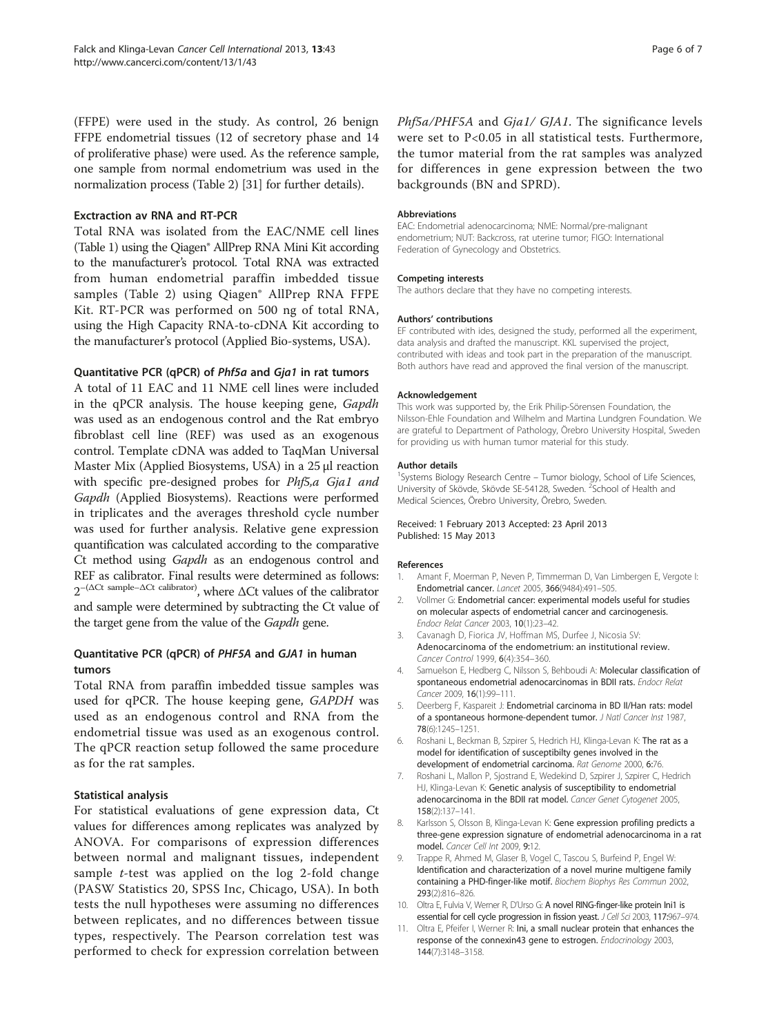(FFPE) were used in the study. As control, 26 benign FFPE endometrial tissues (12 of secretory phase and 14 of proliferative phase) were used. As the reference sample, one sample from normal endometrium was used in the normalization process (Table 2) [31] for further details).

### Exctraction av RNA and RT-PCR

Total RNA was isolated from the EAC/NME cell lines (Table 1) using the Qiagen® AllPrep RNA Mini Kit according to the manufacturer's protocol. Total RNA was extracted from human endometrial paraffin imbedded tissue samples (Table 2) using Qiagen® AllPrep RNA FFPE Kit. RT-PCR was performed on 500 ng of total RNA, using the High Capacity RNA-to-cDNA Kit according to the manufacturer's protocol (Applied Bio-systems, USA).

### Quantitative PCR (qPCR) of *Phf5a* and *Gja1* in rat tumors

A total of 11 EAC and 11 NME cell lines were included in the qPCR analysis. The house keeping gene, *Gapdh* was used as an endogenous control and the Rat embryo fibroblast cell line (REF) was used as an exogenous control. Template cDNA was added to TaqMan Universal Master Mix (Applied Biosystems, USA) in a 25 μl reaction with specific pre-designed probes for *Phf5,a Gja1 and Gapdh* (Applied Biosystems). Reactions were performed in triplicates and the averages threshold cycle number was used for further analysis. Relative gene expression quantification was calculated according to the comparative Ct method using *Gapdh* as an endogenous control and REF as calibrator. Final results were determined as follows: $2^{-(\Delta Ct\ sample - \Delta Ct\ calibrator)}$, where ΔCt values of the calibrator and sample were determined by subtracting the Ct value of the target gene from the value of the *Gapdh* gene.

### Quantitative PCR (qPCR) of *PHF5A* and *GJA1* in human tumors

Total RNA from paraffin imbedded tissue samples was used for qPCR. The house keeping gene, *GAPDH* was used as an endogenous control and RNA from the endometrial tissue was used as an exogenous control. The qPCR reaction setup followed the same procedure as for the rat samples.

### Statistical analysis

For statistical evaluations of gene expression data, Ct values for differences among replicates was analyzed by ANOVA. For comparisons of expression differences between normal and malignant tissues, independent sample *t*-test was applied on the log 2-fold change (PASW Statistics 20, SPSS Inc, Chicago, USA). In both tests the null hypotheses were assuming no differences between replicates, and no differences between tissue types, respectively. The Pearson correlation test was performed to check for expression correlation between *Phf5a/PHF5A* and *Gja1/ GJA1*. The significance levels were set to P<0.05 in all statistical tests. Furthermore, the tumor material from the rat samples was analyzed for differences in gene expression between the two backgrounds (BN and SPRD).

#### Abbreviations

EAC: Endometrial adenocarcinoma; NME: Normal/pre-malignant endometrium; NUT: Backcross, rat uterine tumor; FIGO: International Federation of Gynecology and Obstetrics.

#### Competing interests

The authors declare that they have no competing interests.

#### Authors' contributions

EF contributed with ides, designed the study, performed all the experiment, data analysis and drafted the manuscript. KKL supervised the project, contributed with ideas and took part in the preparation of the manuscript. Both authors have read and approved the final version of the manuscript.

#### Acknowledgement

This work was supported by, the Erik Philip-Sörensen Foundation, the Nilsson-Ehle Foundation and Wilhelm and Martina Lundgren Foundation. We are grateful to Department of Pathology, Örebro University Hospital, Sweden for providing us with human tumor material for this study.

#### Author details

[1]Systems Biology Research Centre – Tumor biology, School of Life Sciences, University of Skövde, Skövde SE-54128, Sweden. [2]School of Health and Medical Sciences, Örebro University, Örebro, Sweden.

Received: 1 February 2013 Accepted: 23 April 2013
Published: 15 May 2013

#### References

1. Amant F, Moerman P, Neven P, Timmerman D, Van Limbergen E, Vergote I: **Endometrial cancer.** *Lancet* 2005, **366**(9484):491–505.
2. Vollmer G: **Endometrial cancer: experimental models useful for studies on molecular aspects of endometrial cancer and carcinogenesis.** *Endocr Relat Cancer* 2003, **10**(1):23–42.
3. Cavanagh D, Fiorica JV, Hoffman MS, Durfee J, Nicosia SV: **Adenocarcinoma of the endometrium: an institutional review.** *Cancer Control* 1999, **6**(4):354–360.
4. Samuelson E, Hedberg C, Nilsson S, Behboudi A: **Molecular classification of spontaneous endometrial adenocarcinomas in BDII rats.** *Endocr Relat Cancer* 2009, **16**(1):99–111.
5. Deerberg F, Kaspareit J: **Endometrial carcinoma in BD II/Han rats: model of a spontaneous hormone-dependent tumor.** *J Natl Cancer Inst* 1987, **78**(6):1245–1251.
6. Roshani L, Beckman B, Szpirer S, Hedrich HJ, Klinga-Levan K: **The rat as a model for identification of susceptibilty genes involved in the development of endometrial carcinoma.** *Rat Genome* 2000, **6:**76.
7. Roshani L, Mallon P, Sjostrand E, Wedekind D, Szpirer J, Szpirer C, Hedrich HJ, Klinga-Levan K: **Genetic analysis of susceptibility to endometrial adenocarcinoma in the BDII rat model.** *Cancer Genet Cytogenet* 2005, **158**(2):137–141.
8. Karlsson S, Olsson B, Klinga-Levan K: **Gene expression profiling predicts a three-gene expression signature of endometrial adenocarcinoma in a rat model.** *Cancer Cell Int* 2009, **9:**12.
9. Trappe R, Ahmed M, Glaser B, Vogel C, Tascou S, Burfeind P, Engel W: **Identification and characterization of a novel murine multigene family containing a PHD-finger-like motif.** *Biochem Biophys Res Commun* 2002, **293**(2):816–826.
10. Oltra E, Fulvia V, Werner R, D'Urso G: **A novel RING-finger-like protein Ini1 is essential for cell cycle progression in fission yeast.** *J Cell Sci* 2003, **117:**967–974.
11. Oltra E, Pfeifer I, Werner R: **Ini, a small nuclear protein that enhances the response of the connexin43 gene to estrogen.** *Endocrinology* 2003, **144**(7):3148–3158.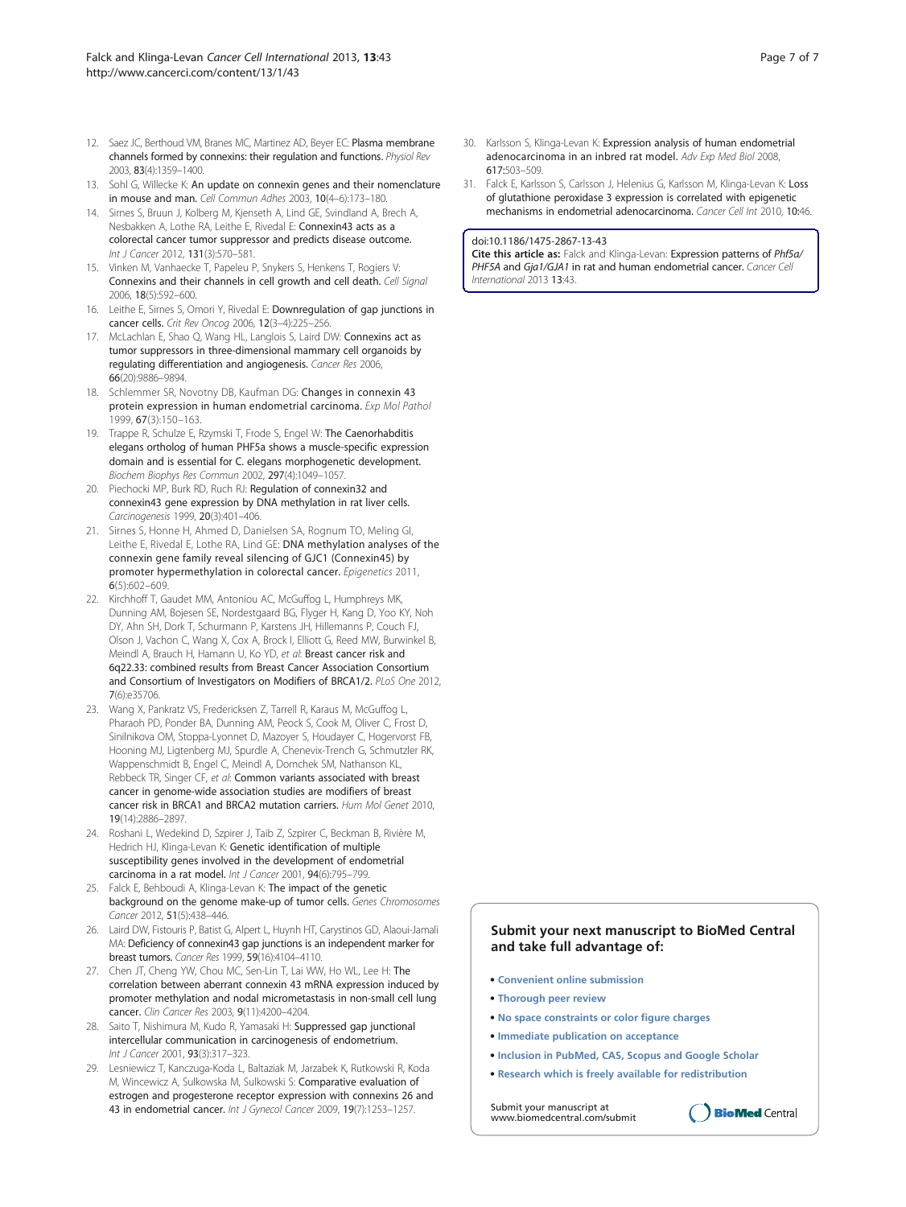12. Saez JC, Berthoud VM, Branes MC, Martinez AD, Beyer EC: **Plasma membrane channels formed by connexins: their regulation and functions.** *Physiol Rev* 2003, **83**(4):1359–1400.
13. Sohl G, Willecke K: **An update on connexin genes and their nomenclature in mouse and man.** *Cell Commun Adhes* 2003, **10**(4–6):173–180.
14. Sirnes S, Bruun J, Kolberg M, Kjenseth A, Lind GE, Svindland A, Brech A, Nesbakken A, Lothe RA, Leithe E, Rivedal E: **Connexin43 acts as a colorectal cancer tumor suppressor and predicts disease outcome.** *Int J Cancer* 2012, **131**(3):570–581.
15. Vinken M, Vanhaecke T, Papeleu P, Snykers S, Henkens T, Rogiers V: **Connexins and their channels in cell growth and cell death.** *Cell Signal* 2006, **18**(5):592–600.
16. Leithe E, Sirnes S, Omori Y, Rivedal E: **Downregulation of gap junctions in cancer cells.** *Crit Rev Oncog* 2006, **12**(3–4):225–256.
17. McLachlan E, Shao Q, Wang HL, Langlois S, Laird DW: **Connexins act as tumor suppressors in three-dimensional mammary cell organoids by regulating differentiation and angiogenesis.** *Cancer Res* 2006, **66**(20):9886–9894.
18. Schlemmer SR, Novotny DB, Kaufman DG: **Changes in connexin 43 protein expression in human endometrial carcinoma.** *Exp Mol Pathol* 1999, **67**(3):150–163.
19. Trappe R, Schulze E, Rzymski T, Frode S, Engel W: **The Caenorhabditis elegans ortholog of human PHF5a shows a muscle-specific expression domain and is essential for C. elegans morphogenetic development.** *Biochem Biophys Res Commun* 2002, **297**(4):1049–1057.
20. Piechocki MP, Burk RD, Ruch RJ: **Regulation of connexin32 and connexin43 gene expression by DNA methylation in rat liver cells.** *Carcinogenesis* 1999, **20**(3):401–406.
21. Sirnes S, Honne H, Ahmed D, Danielsen SA, Rognum TO, Meling GI, Leithe E, Rivedal E, Lothe RA, Lind GE: **DNA methylation analyses of the connexin gene family reveal silencing of GJC1 (Connexin45) by promoter hypermethylation in colorectal cancer.** *Epigenetics* 2011, **6**(5):602–609.
22. Kirchhoff T, Gaudet MM, Antoniou AC, McGuffog L, Humphreys MK, Dunning AM, Bojesen SE, Nordestgaard BG, Flyger H, Kang D, Yoo KY, Noh DY, Ahn SH, Dork T, Schurmann P, Karstens JH, Hillemanns P, Couch FJ, Olson J, Vachon C, Wang X, Cox A, Brock I, Elliott G, Reed MW, Burwinkel B, Meindl A, Brauch H, Hamann U, Ko YD, *et al*: **Breast cancer risk and 6q22.33: combined results from Breast Cancer Association Consortium and Consortium of Investigators on Modifiers of BRCA1/2.** *PLoS One* 2012, **7**(6):e35706.
23. Wang X, Pankratz VS, Fredericksen Z, Tarrell R, Karaus M, McGuffog L, Pharaoh PD, Ponder BA, Dunning AM, Peock S, Cook M, Oliver C, Frost D, Sinilnikova OM, Stoppa-Lyonnet D, Mazoyer S, Houdayer C, Hogervorst FB, Hooning MJ, Ligtenberg MJ, Spurdle A, Chenevix-Trench G, Schmutzler RK, Wappenschmidt B, Engel C, Meindl A, Domchek SM, Nathanson KL, Rebbeck TR, Singer CF, *et al*: **Common variants associated with breast cancer in genome-wide association studies are modifiers of breast cancer risk in BRCA1 and BRCA2 mutation carriers.** *Hum Mol Genet* 2010, **19**(14):2886–2897.
24. Roshani L, Wedekind D, Szpirer J, Taib Z, Szpirer C, Beckman B, Rivière M, Hedrich HJ, Klinga-Levan K: **Genetic identification of multiple susceptibility genes involved in the development of endometrial carcinoma in a rat model.** *Int J Cancer* 2001, **94**(6):795–799.
25. Falck E, Behboudi A, Klinga-Levan K: **The impact of the genetic background on the genome make-up of tumor cells.** *Genes Chromosomes Cancer* 2012, **51**(5):438–446.
26. Laird DW, Fistouris P, Batist G, Alpert L, Huynh HT, Carystinos GD, Alaoui-Jamali MA: **Deficiency of connexin43 gap junctions is an independent marker for breast tumors.** *Cancer Res* 1999, **59**(16):4104–4110.
27. Chen JT, Cheng YW, Chou MC, Sen-Lin T, Lai WW, Ho WL, Lee H: **The correlation between aberrant connexin 43 mRNA expression induced by promoter methylation and nodal micrometastasis in non-small cell lung cancer.** *Clin Cancer Res* 2003, **9**(11):4200–4204.
28. Saito T, Nishimura M, Kudo R, Yamasaki H: **Suppressed gap junctional intercellular communication in carcinogenesis of endometrium.** *Int J Cancer* 2001, **93**(3):317–323.
29. Lesniewicz T, Kanczuga-Koda L, Baltaziak M, Jarzabek K, Rutkowski R, Koda M, Wincewicz A, Sulkowska M, Sulkowski S: **Comparative evaluation of estrogen and progesterone receptor expression with connexins 26 and 43 in endometrial cancer.** *Int J Gynecol Cancer* 2009, **19**(7):1253–1257.
30. Karlsson S, Klinga-Levan K: **Expression analysis of human endometrial adenocarcinoma in an inbred rat model.** *Adv Exp Med Biol* 2008, **617**:503–509.
31. Falck E, Karlsson S, Carlsson J, Helenius G, Karlsson M, Klinga-Levan K: **Loss of glutathione peroxidase 3 expression is correlated with epigenetic mechanisms in endometrial adenocarcinoma.** *Cancer Cell Int* 2010, **10**:46.

doi:10.1186/1475-2867-13-43

**Cite this article as:** Falck and Klinga-Levan: Expression patterns of *Phf5a/PHF5A* and *Gja1/GJA1* in rat and human endometrial cancer. *Cancer Cell International* 2013 **13**:43.

**Submit your next manuscript to BioMed Central and take full advantage of:**

- **Convenient online submission**
- **Thorough peer review**
- **No space constraints or color figure charges**
- **Immediate publication on acceptance**
- **Inclusion in PubMed, CAS, Scopus and Google Scholar**
- **Research which is freely available for redistribution**

Submit your manuscript at
www.biomedcentral.com/submit

BioMed Central